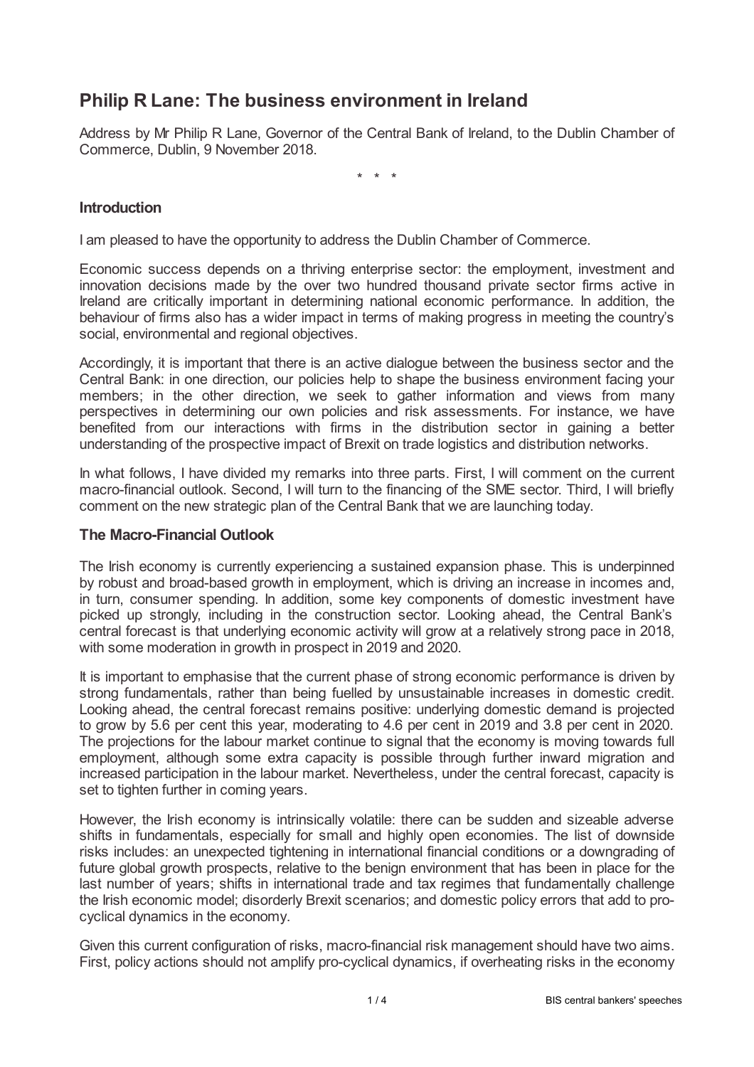# Philip R Lane: The business environment in Ireland

Address by Mr Philip R Lane, Governor of the Central Bank of Ireland, to the Dublin Chamber of Commerce, Dublin, 9 November 2018.

\* \* \*

## Introduction

I am pleased to have the opportunity to address the Dublin Chamber of Commerce.

Economic success depends on a thriving enterprise sector: the employment, investment and innovation decisions made by the over two hundred thousand private sector firms active in Ireland are critically important in determining national economic performance. In addition, the behaviour of firms also has a wider impact in terms of making progress in meeting the country's social, environmental and regional objectives.

Accordingly, it is important that there is an active dialogue between the business sector and the Central Bank: in one direction, our policies help to shape the business environment facing your members; in the other direction, we seek to gather information and views from many perspectives in determining our own policies and risk assessments. For instance, we have benefited from our interactions with firms in the distribution sector in gaining a better understanding of the prospective impact of Brexit on trade logistics and distribution networks.

In what follows, I have divided my remarks into three parts. First, I will comment on the current macro-financial outlook. Second, I will turn to the financing of the SME sector. Third, I will briefly comment on the new strategic plan of the Central Bank that we are launching today.

## The Macro-Financial Outlook

The Irish economy is currently experiencing a sustained expansion phase. This is underpinned by robust and broad-based growth in employment, which is driving an increase in incomes and, in turn, consumer spending. In addition, some key components of domestic investment have picked up strongly, including in the construction sector. Looking ahead, the Central Bank's central forecast is that underlying economic activity will grow at a relatively strong pace in 2018, with some moderation in growth in prospect in 2019 and 2020.

It is important to emphasise that the current phase of strong economic performance is driven by strong fundamentals, rather than being fuelled by unsustainable increases in domestic credit. Looking ahead, the central forecast remains positive: underlying domestic demand is projected to grow by 5.6 per cent this year, moderating to 4.6 per cent in 2019 and 3.8 per cent in 2020. The projections for the labour market continue to signal that the economy is moving towards full employment, although some extra capacity is possible through further inward migration and increased participation in the labour market. Nevertheless, under the central forecast, capacity is set to tighten further in coming years.

However, the Irish economy is intrinsically volatile: there can be sudden and sizeable adverse shifts in fundamentals, especially for small and highly open economies. The list of downside risks includes: an unexpected tightening in international financial conditions or a downgrading of future global growth prospects, relative to the benign environment that has been in place for the last number of years; shifts in international trade and tax regimes that fundamentally challenge the Irish economic model; disorderly Brexit scenarios; and domestic policy errors that add to pro-cyclical dynamics in the economy.

Given this current configuration of risks, macro-financial risk management should have two aims. First, policy actions should not amplify pro-cyclical dynamics, if overheating risks in the economy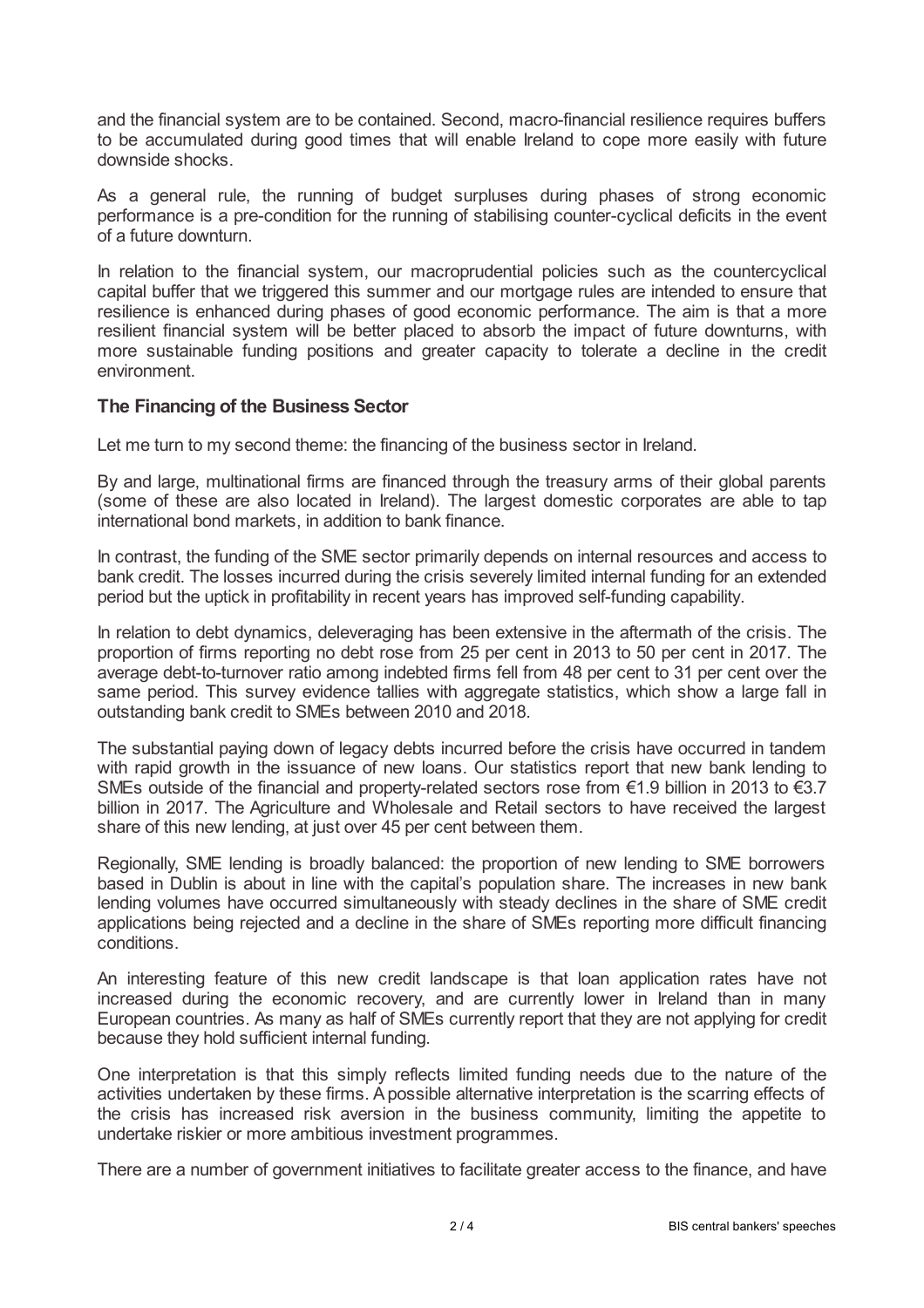and the financial system are to be contained. Second, macro-financial resilience requires buffers to be accumulated during good times that will enable Ireland to cope more easily with future downside shocks.

As a general rule, the running of budget surpluses during phases of strong economic performance is a pre-condition for the running of stabilising counter-cyclical deficits in the event of a future downturn.

In relation to the financial system, our macroprudential policies such as the countercyclical capital buffer that we triggered this summer and our mortgage rules are intended to ensure that resilience is enhanced during phases of good economic performance. The aim is that a more resilient financial system will be better placed to absorb the impact of future downturns, with more sustainable funding positions and greater capacity to tolerate a decline in the credit environment.

### The Financing of the Business Sector

Let me turn to my second theme: the financing of the business sector in Ireland.

By and large, multinational firms are financed through the treasury arms of their global parents (some of these are also located in Ireland). The largest domestic corporates are able to tap international bond markets, in addition to bank finance.

In contrast, the funding of the SME sector primarily depends on internal resources and access to bank credit. The losses incurred during the crisis severely limited internal funding for an extended period but the uptick in profitability in recent years has improved self-funding capability.

In relation to debt dynamics, deleveraging has been extensive in the aftermath of the crisis. The proportion of firms reporting no debt rose from 25 per cent in 2013 to 50 per cent in 2017. The average debt-to-turnover ratio among indebted firms fell from 48 per cent to 31 per cent over the same period. This survey evidence tallies with aggregate statistics, which show a large fall in outstanding bank credit to SMEs between 2010 and 2018.

The substantial paying down of legacy debts incurred before the crisis have occurred in tandem with rapid growth in the issuance of new loans. Our statistics report that new bank lending to SMEs outside of the financial and property-related sectors rose from €1.9 billion in 2013 to €3.7 billion in 2017. The Agriculture and Wholesale and Retail sectors to have received the largest share of this new lending, at just over 45 per cent between them.

Regionally, SME lending is broadly balanced: the proportion of new lending to SME borrowers based in Dublin is about in line with the capital's population share. The increases in new bank lending volumes have occurred simultaneously with steady declines in the share of SME credit applications being rejected and a decline in the share of SMEs reporting more difficult financing conditions.

An interesting feature of this new credit landscape is that loan application rates have not increased during the economic recovery, and are currently lower in Ireland than in many European countries. As many as half of SMEs currently report that they are not applying for credit because they hold sufficient internal funding.

One interpretation is that this simply reflects limited funding needs due to the nature of the activities undertaken by these firms. A possible alternative interpretation is the scarring effects of the crisis has increased risk aversion in the business community, limiting the appetite to undertake riskier or more ambitious investment programmes.

There are a number of government initiatives to facilitate greater access to the finance, and have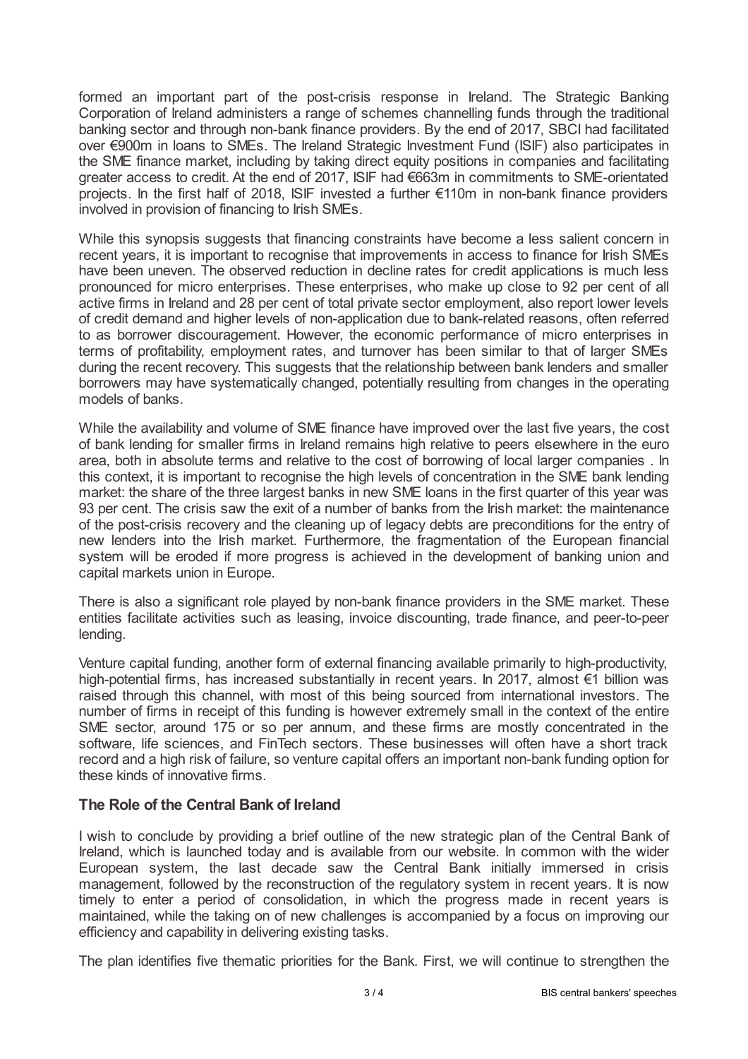formed an important part of the post-crisis response in Ireland. The Strategic Banking Corporation of Ireland administers a range of schemes channelling funds through the traditional banking sector and through non-bank finance providers. By the end of 2017, SBCI had facilitated over €900m in loans to SMEs. The Ireland Strategic Investment Fund (ISIF) also participates in the SME finance market, including by taking direct equity positions in companies and facilitating greater access to credit. At the end of 2017, ISIF had €663m in commitments to SME-orientated projects. In the first half of 2018, ISIF invested a further €110m in non-bank finance providers involved in provision of financing to Irish SMEs.

While this synopsis suggests that financing constraints have become a less salient concern in recent years, it is important to recognise that improvements in access to finance for Irish SMEs have been uneven. The observed reduction in decline rates for credit applications is much less pronounced for micro enterprises. These enterprises, who make up close to 92 per cent of all active firms in Ireland and 28 per cent of total private sector employment, also report lower levels of credit demand and higher levels of non-application due to bank-related reasons, often referred to as borrower discouragement. However, the economic performance of micro enterprises in terms of profitability, employment rates, and turnover has been similar to that of larger SMEs during the recent recovery. This suggests that the relationship between bank lenders and smaller borrowers may have systematically changed, potentially resulting from changes in the operating models of banks.

While the availability and volume of SME finance have improved over the last five years, the cost of bank lending for smaller firms in Ireland remains high relative to peers elsewhere in the euro area, both in absolute terms and relative to the cost of borrowing of local larger companies . In this context, it is important to recognise the high levels of concentration in the SME bank lending market: the share of the three largest banks in new SME loans in the first quarter of this year was 93 per cent. The crisis saw the exit of a number of banks from the Irish market: the maintenance of the post-crisis recovery and the cleaning up of legacy debts are preconditions for the entry of new lenders into the Irish market. Furthermore, the fragmentation of the European financial system will be eroded if more progress is achieved in the development of banking union and capital markets union in Europe.

There is also a significant role played by non-bank finance providers in the SME market. These entities facilitate activities such as leasing, invoice discounting, trade finance, and peer-to-peer lending.

Venture capital funding, another form of external financing available primarily to high-productivity, high-potential firms, has increased substantially in recent years. In 2017, almost €1 billion was raised through this channel, with most of this being sourced from international investors. The number of firms in receipt of this funding is however extremely small in the context of the entire SME sector, around 175 or so per annum, and these firms are mostly concentrated in the software, life sciences, and FinTech sectors. These businesses will often have a short track record and a high risk of failure, so venture capital offers an important non-bank funding option for these kinds of innovative firms.

### The Role of the Central Bank of Ireland

I wish to conclude by providing a brief outline of the new strategic plan of the Central Bank of Ireland, which is launched today and is available from our website. In common with the wider European system, the last decade saw the Central Bank initially immersed in crisis management, followed by the reconstruction of the regulatory system in recent years. It is now timely to enter a period of consolidation, in which the progress made in recent years is maintained, while the taking on of new challenges is accompanied by a focus on improving our efficiency and capability in delivering existing tasks.

The plan identifies five thematic priorities for the Bank. First, we will continue to strengthen the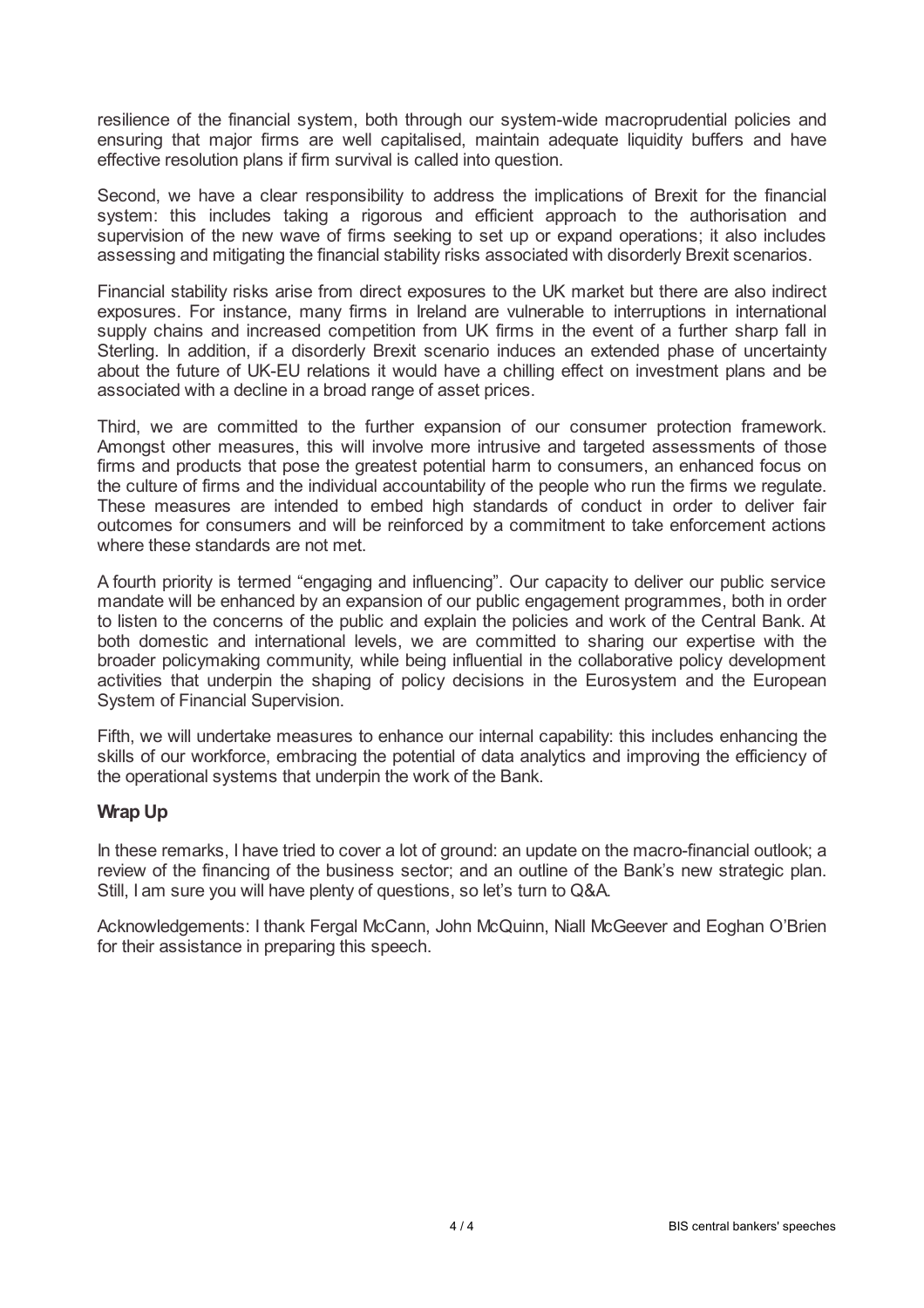resilience of the financial system, both through our system-wide macroprudential policies and ensuring that major firms are well capitalised, maintain adequate liquidity buffers and have effective resolution plans if firm survival is called into question.

Second, we have a clear responsibility to address the implications of Brexit for the financial system: this includes taking a rigorous and efficient approach to the authorisation and supervision of the new wave of firms seeking to set up or expand operations; it also includes assessing and mitigating the financial stability risks associated with disorderly Brexit scenarios.

Financial stability risks arise from direct exposures to the UK market but there are also indirect exposures. For instance, many firms in Ireland are vulnerable to interruptions in international supply chains and increased competition from UK firms in the event of a further sharp fall in Sterling. In addition, if a disorderly Brexit scenario induces an extended phase of uncertainty about the future of UK-EU relations it would have a chilling effect on investment plans and be associated with a decline in a broad range of asset prices.

Third, we are committed to the further expansion of our consumer protection framework. Amongst other measures, this will involve more intrusive and targeted assessments of those firms and products that pose the greatest potential harm to consumers, an enhanced focus on the culture of firms and the individual accountability of the people who run the firms we regulate. These measures are intended to embed high standards of conduct in order to deliver fair outcomes for consumers and will be reinforced by a commitment to take enforcement actions where these standards are not met.

A fourth priority is termed "engaging and influencing". Our capacity to deliver our public service mandate will be enhanced by an expansion of our public engagement programmes, both in order to listen to the concerns of the public and explain the policies and work of the Central Bank. At both domestic and international levels, we are committed to sharing our expertise with the broader policymaking community, while being influential in the collaborative policy development activities that underpin the shaping of policy decisions in the Eurosystem and the European System of Financial Supervision.

Fifth, we will undertake measures to enhance our internal capability: this includes enhancing the skills of our workforce, embracing the potential of data analytics and improving the efficiency of the operational systems that underpin the work of the Bank.

## Wrap Up

In these remarks, I have tried to cover a lot of ground: an update on the macro-financial outlook; a review of the financing of the business sector; and an outline of the Bank's new strategic plan. Still, I am sure you will have plenty of questions, so let's turn to Q&A.

Acknowledgements: I thank Fergal McCann, John McQuinn, Niall McGeever and Eoghan O'Brien for their assistance in preparing this speech.